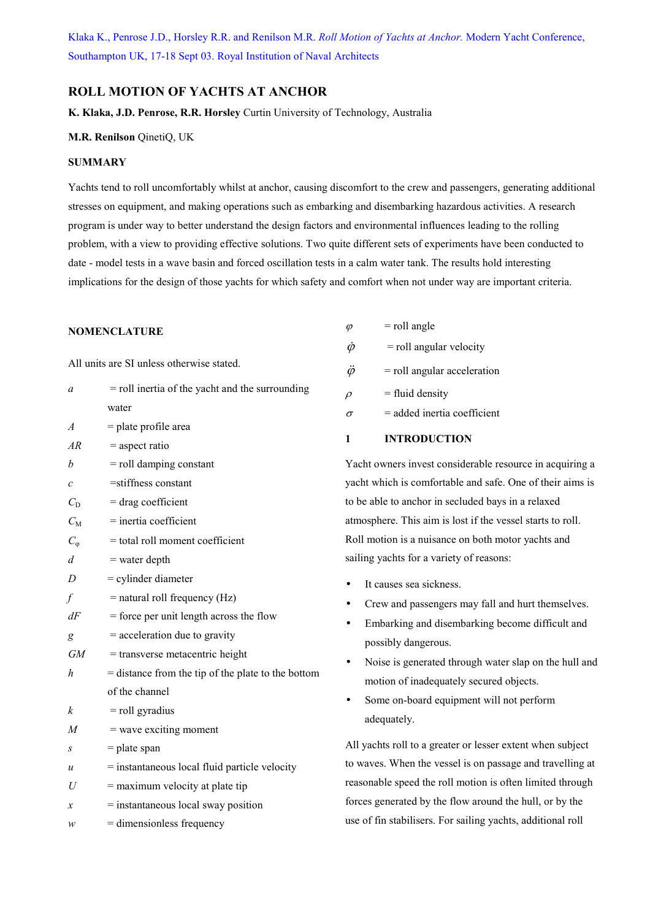Klaka K., Penrose J.D., Horsley R.R. and Renilson M.R. *Roll Motion of Yachts at Anchor.* Modern Yacht Conference, Southampton UK, 17-18 Sept 03. Royal Institution of Naval Architects

# ROLL MOTION OF YACHTS AT ANCHOR

**K. Klaka, J.D. Penrose, R.R. Horsley** Curtin University of Technology, Australia

**M.R. Renilson** QinetiQ, UK

## SUMMARY

Yachts tend to roll uncomfortably whilst at anchor, causing discomfort to the crew and passengers, generating additional stresses on equipment, and making operations such as embarking and disembarking hazardous activities. A research program is under way to better understand the design factors and environmental influences leading to the rolling problem, with a view to providing effective solutions. Two quite different sets of experiments have been conducted to date - model tests in a wave basin and forced oscillation tests in a calm water tank. The results hold interesting implications for the design of those yachts for which safety and comfort when not under way are important criteria.

## NOMENCLATURE

All units are SI unless otherwise stated.

$a$ = roll inertia of the yacht and the surrounding water

$A$ = plate profile area

$AR$ = aspect ratio

$b$ = roll damping constant

$c$ = stiffness constant

$C_D$ = drag coefficient

$C_M$ = inertia coefficient

$C_\varphi$ = total roll moment coefficient

$d$ = water depth

$D$ = cylinder diameter

$f$ = natural roll frequency (Hz)

$dF$ = force per unit length across the flow

$g$ = acceleration due to gravity

$GM$ = transverse metacentric height

$h$ = distance from the tip of the plate to the bottom of the channel

$k$ = roll gyradius

$M$ = wave exciting moment

$s$ = plate span

$u$ = instantaneous local fluid particle velocity

$U$ = maximum velocity at plate tip

$x$ = instantaneous local sway position

$w$ = dimensionless frequency

$\varphi$ = roll angle

$\dot{\varphi}$ = roll angular velocity

$\ddot{\varphi}$ = roll angular acceleration

$\rho$ = fluid density

$\sigma$ = added inertia coefficient

## 1 INTRODUCTION

Yacht owners invest considerable resource in acquiring a yacht which is comfortable and safe. One of their aims is to be able to anchor in secluded bays in a relaxed atmosphere. This aim is lost if the vessel starts to roll. Roll motion is a nuisance on both motor yachts and sailing yachts for a variety of reasons:

- It causes sea sickness.
- Crew and passengers may fall and hurt themselves.
- Embarking and disembarking become difficult and possibly dangerous.
- Noise is generated through water slap on the hull and motion of inadequately secured objects.
- Some on-board equipment will not perform adequately.

All yachts roll to a greater or lesser extent when subject to waves. When the vessel is on passage and travelling at reasonable speed the roll motion is often limited through forces generated by the flow around the hull, or by the use of fin stabilisers. For sailing yachts, additional roll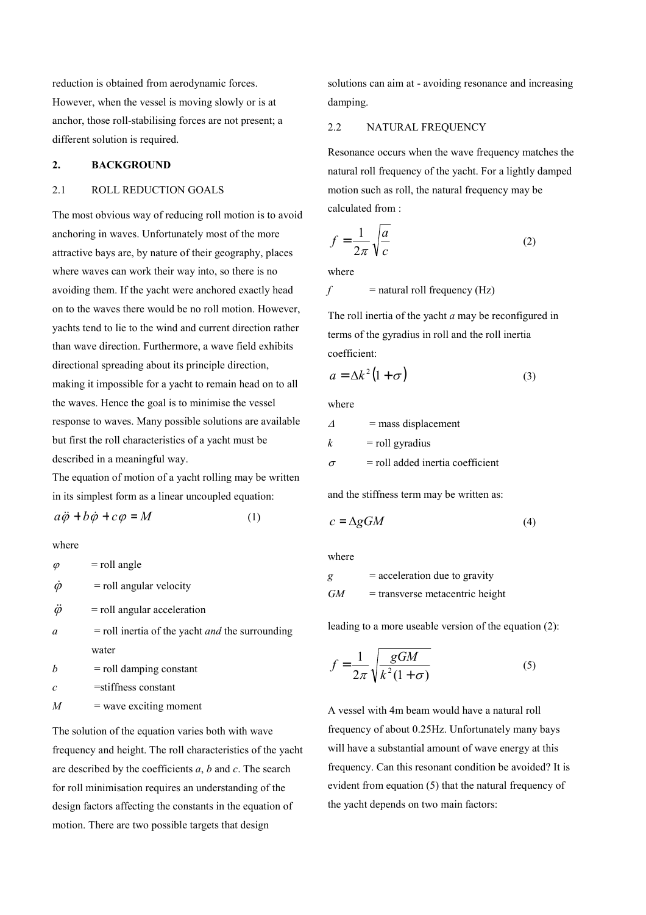reduction is obtained from aerodynamic forces. However, when the vessel is moving slowly or is at anchor, those roll-stabilising forces are not present; a different solution is required.

## 2. BACKGROUND

### 2.1 ROLL REDUCTION GOALS

The most obvious way of reducing roll motion is to avoid anchoring in waves. Unfortunately most of the more attractive bays are, by nature of their geography, places where waves can work their way into, so there is no avoiding them. If the yacht were anchored exactly head on to the waves there would be no roll motion. However, yachts tend to lie to the wind and current direction rather than wave direction. Furthermore, a wave field exhibits directional spreading about its principle direction, making it impossible for a yacht to remain head on to all the waves. Hence the goal is to minimise the vessel response to waves. Many possible solutions are available but first the roll characteristics of a yacht must be described in a meaningful way.

The equation of motion of a yacht rolling may be written in its simplest form as a linear uncoupled equation:

$$a\ddot{\varphi} + b\dot{\varphi} + c\varphi = M \qquad (1)$$

where

$\varphi$ = roll angle

$\dot{\varphi}$ = roll angular velocity

$\ddot{\varphi}$ = roll angular acceleration

$a$ = roll inertia of the yacht *and* the surrounding water

$b$ = roll damping constant

$c$ =stiffness constant

$M$ = wave exciting moment

The solution of the equation varies both with wave frequency and height. The roll characteristics of the yacht are described by the coefficients *a*, *b* and *c*. The search for roll minimisation requires an understanding of the design factors affecting the constants in the equation of motion. There are two possible targets that design solutions can aim at - avoiding resonance and increasing damping.

### 2.2 NATURAL FREQUENCY

Resonance occurs when the wave frequency matches the natural roll frequency of the yacht. For a lightly damped motion such as roll, the natural frequency may be calculated from :

$$f = \frac{1}{2\pi}\sqrt{\frac{a}{c}} \qquad (2)$$

where

$f$ = natural roll frequency (Hz)

The roll inertia of the yacht *a* may be reconfigured in terms of the gyradius in roll and the roll inertia coefficient:

$$a = \Delta k^2 (1 + \sigma) \qquad (3)$$

where

$\Delta$ = mass displacement

$k$ = roll gyradius

$\sigma$ = roll added inertia coefficient

and the stiffness term may be written as:

$$c = \Delta gGM \qquad (4)$$

where

$g$ = acceleration due to gravity

$GM$ = transverse metacentric height

leading to a more useable version of the equation (2):

$$f = \frac{1}{2\pi}\sqrt{\frac{gGM}{k^2(1+\sigma)}} \qquad (5)$$

A vessel with 4m beam would have a natural roll frequency of about 0.25Hz. Unfortunately many bays will have a substantial amount of wave energy at this frequency. Can this resonant condition be avoided? It is evident from equation (5) that the natural frequency of the yacht depends on two main factors: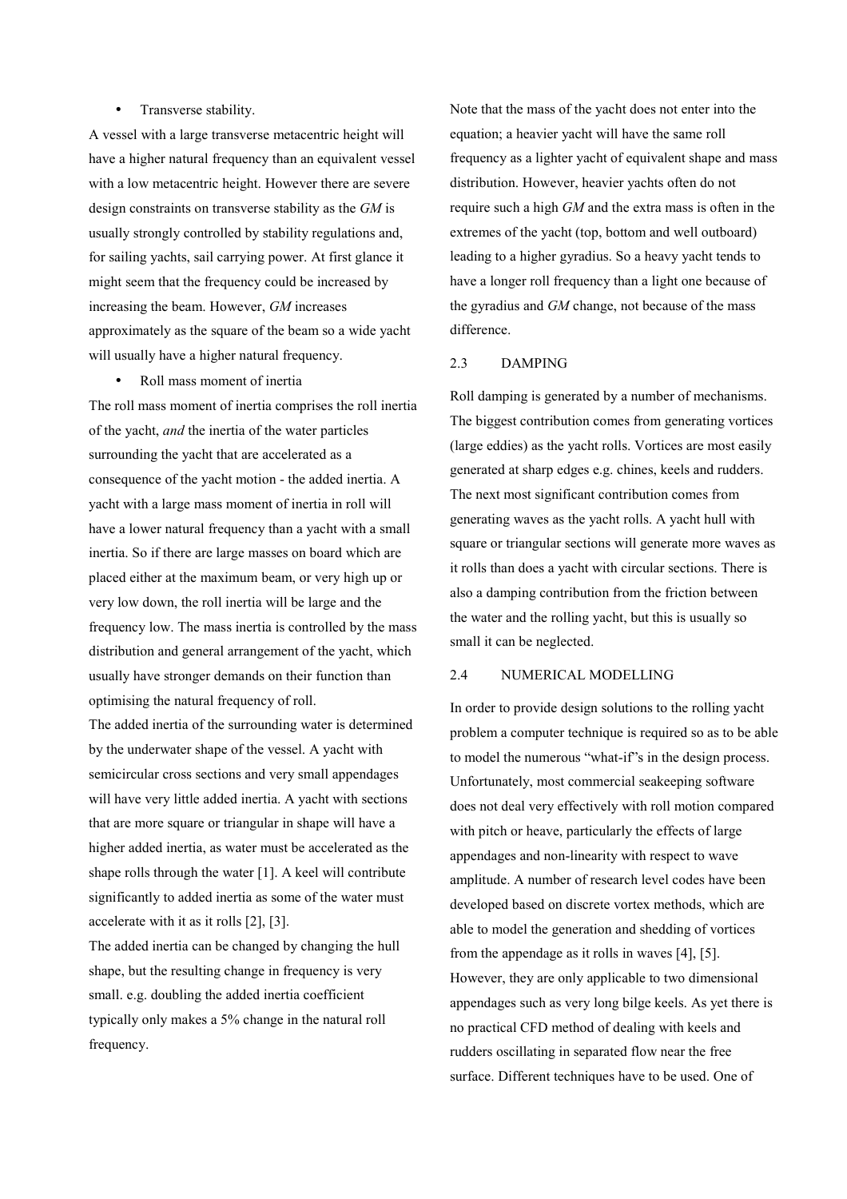- Transverse stability.

A vessel with a large transverse metacentric height will have a higher natural frequency than an equivalent vessel with a low metacentric height. However there are severe design constraints on transverse stability as the *GM* is usually strongly controlled by stability regulations and, for sailing yachts, sail carrying power. At first glance it might seem that the frequency could be increased by increasing the beam. However, *GM* increases approximately as the square of the beam so a wide yacht will usually have a higher natural frequency.

- Roll mass moment of inertia

The roll mass moment of inertia comprises the roll inertia of the yacht, *and* the inertia of the water particles surrounding the yacht that are accelerated as a consequence of the yacht motion - the added inertia. A yacht with a large mass moment of inertia in roll will have a lower natural frequency than a yacht with a small inertia. So if there are large masses on board which are placed either at the maximum beam, or very high up or very low down, the roll inertia will be large and the frequency low. The mass inertia is controlled by the mass distribution and general arrangement of the yacht, which usually have stronger demands on their function than optimising the natural frequency of roll.

The added inertia of the surrounding water is determined by the underwater shape of the vessel. A yacht with semicircular cross sections and very small appendages will have very little added inertia. A yacht with sections that are more square or triangular in shape will have a higher added inertia, as water must be accelerated as the shape rolls through the water [1]. A keel will contribute significantly to added inertia as some of the water must accelerate with it as it rolls [2], [3].

The added inertia can be changed by changing the hull shape, but the resulting change in frequency is very small. e.g. doubling the added inertia coefficient typically only makes a 5% change in the natural roll frequency.

Note that the mass of the yacht does not enter into the equation; a heavier yacht will have the same roll frequency as a lighter yacht of equivalent shape and mass distribution. However, heavier yachts often do not require such a high *GM* and the extra mass is often in the extremes of the yacht (top, bottom and well outboard) leading to a higher gyradius. So a heavy yacht tends to have a longer roll frequency than a light one because of the gyradius and *GM* change, not because of the mass difference.

## 2.3 DAMPING

Roll damping is generated by a number of mechanisms. The biggest contribution comes from generating vortices (large eddies) as the yacht rolls. Vortices are most easily generated at sharp edges e.g. chines, keels and rudders. The next most significant contribution comes from generating waves as the yacht rolls. A yacht hull with square or triangular sections will generate more waves as it rolls than does a yacht with circular sections. There is also a damping contribution from the friction between the water and the rolling yacht, but this is usually so small it can be neglected.

## 2.4 NUMERICAL MODELLING

In order to provide design solutions to the rolling yacht problem a computer technique is required so as to be able to model the numerous "what-if"s in the design process. Unfortunately, most commercial seakeeping software does not deal very effectively with roll motion compared with pitch or heave, particularly the effects of large appendages and non-linearity with respect to wave amplitude. A number of research level codes have been developed based on discrete vortex methods, which are able to model the generation and shedding of vortices from the appendage as it rolls in waves [4], [5]. However, they are only applicable to two dimensional appendages such as very long bilge keels. As yet there is no practical CFD method of dealing with keels and rudders oscillating in separated flow near the free surface. Different techniques have to be used. One of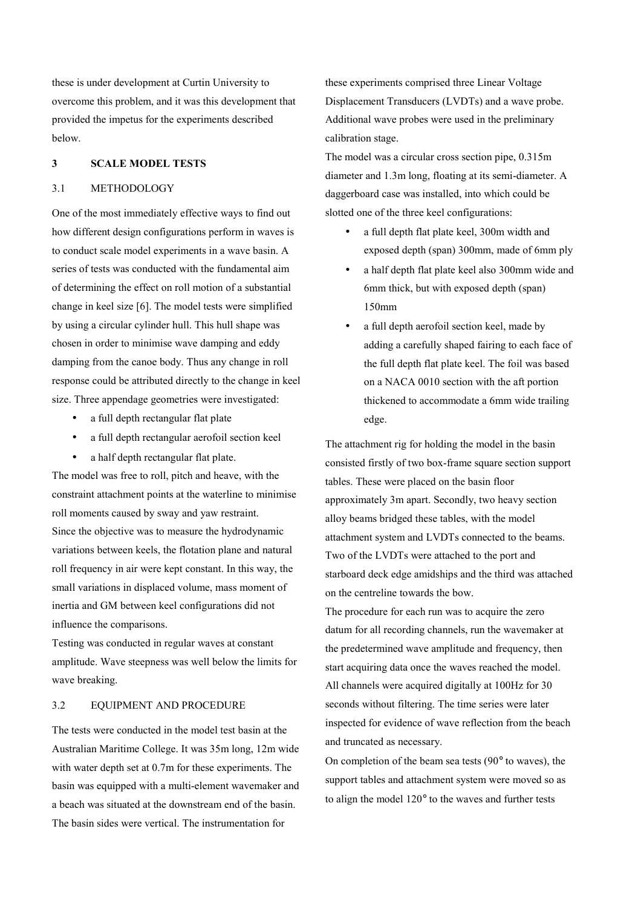these is under development at Curtin University to overcome this problem, and it was this development that provided the impetus for the experiments described below.

## 3 SCALE MODEL TESTS

### 3.1 METHODOLOGY

One of the most immediately effective ways to find out how different design configurations perform in waves is to conduct scale model experiments in a wave basin. A series of tests was conducted with the fundamental aim of determining the effect on roll motion of a substantial change in keel size [6]. The model tests were simplified by using a circular cylinder hull. This hull shape was chosen in order to minimise wave damping and eddy damping from the canoe body. Thus any change in roll response could be attributed directly to the change in keel size. Three appendage geometries were investigated:

- a full depth rectangular flat plate
- a full depth rectangular aerofoil section keel
- a half depth rectangular flat plate.

The model was free to roll, pitch and heave, with the constraint attachment points at the waterline to minimise roll moments caused by sway and yaw restraint.

Since the objective was to measure the hydrodynamic variations between keels, the flotation plane and natural roll frequency in air were kept constant. In this way, the small variations in displaced volume, mass moment of inertia and GM between keel configurations did not influence the comparisons.

Testing was conducted in regular waves at constant amplitude. Wave steepness was well below the limits for wave breaking.

### 3.2 EQUIPMENT AND PROCEDURE

The tests were conducted in the model test basin at the Australian Maritime College. It was 35m long, 12m wide with water depth set at 0.7m for these experiments. The basin was equipped with a multi-element wavemaker and a beach was situated at the downstream end of the basin. The basin sides were vertical. The instrumentation for these experiments comprised three Linear Voltage Displacement Transducers (LVDTs) and a wave probe. Additional wave probes were used in the preliminary calibration stage.

The model was a circular cross section pipe, 0.315m diameter and 1.3m long, floating at its semi-diameter. A daggerboard case was installed, into which could be slotted one of the three keel configurations:

- a full depth flat plate keel, 300m width and exposed depth (span) 300mm, made of 6mm ply
- a half depth flat plate keel also 300mm wide and 6mm thick, but with exposed depth (span) 150mm
- a full depth aerofoil section keel, made by adding a carefully shaped fairing to each face of the full depth flat plate keel. The foil was based on a NACA 0010 section with the aft portion thickened to accommodate a 6mm wide trailing edge.

The attachment rig for holding the model in the basin consisted firstly of two box-frame square section support tables. These were placed on the basin floor approximately 3m apart. Secondly, two heavy section alloy beams bridged these tables, with the model attachment system and LVDTs connected to the beams. Two of the LVDTs were attached to the port and starboard deck edge amidships and the third was attached on the centreline towards the bow.

The procedure for each run was to acquire the zero datum for all recording channels, run the wavemaker at the predetermined wave amplitude and frequency, then start acquiring data once the waves reached the model. All channels were acquired digitally at 100Hz for 30 seconds without filtering. The time series were later inspected for evidence of wave reflection from the beach and truncated as necessary.

On completion of the beam sea tests (90° to waves), the support tables and attachment system were moved so as to align the model 120° to the waves and further tests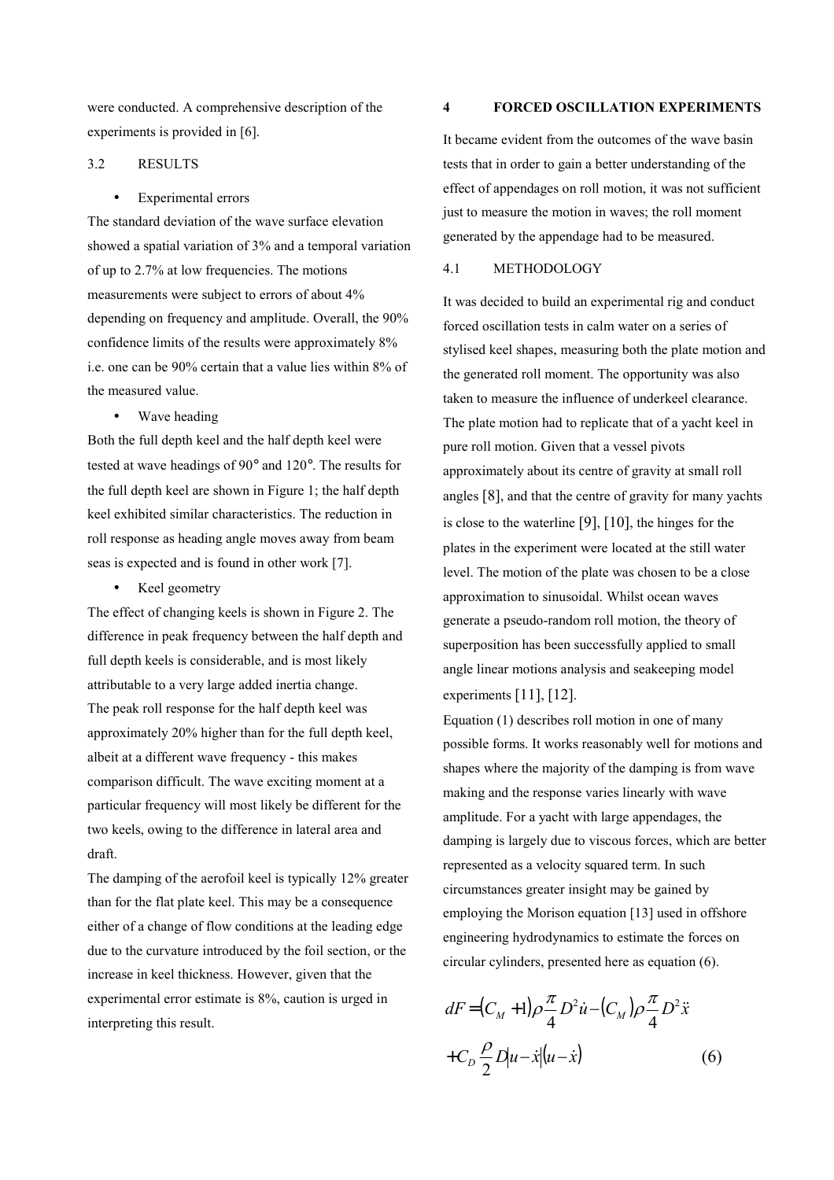were conducted. A comprehensive description of the experiments is provided in [6].

### 3.2 RESULTS

- Experimental errors

The standard deviation of the wave surface elevation showed a spatial variation of 3% and a temporal variation of up to 2.7% at low frequencies. The motions measurements were subject to errors of about 4% depending on frequency and amplitude. Overall, the 90% confidence limits of the results were approximately 8% i.e. one can be 90% certain that a value lies within 8% of the measured value.

- Wave heading

Both the full depth keel and the half depth keel were tested at wave headings of 90° and 120°. The results for the full depth keel are shown in Figure 1; the half depth keel exhibited similar characteristics. The reduction in roll response as heading angle moves away from beam seas is expected and is found in other work [7].

- Keel geometry

The effect of changing keels is shown in Figure 2. The difference in peak frequency between the half depth and full depth keels is considerable, and is most likely attributable to a very large added inertia change.

The peak roll response for the half depth keel was approximately 20% higher than for the full depth keel, albeit at a different wave frequency - this makes comparison difficult. The wave exciting moment at a particular frequency will most likely be different for the two keels, owing to the difference in lateral area and draft.

The damping of the aerofoil keel is typically 12% greater than for the flat plate keel. This may be a consequence either of a change of flow conditions at the leading edge due to the curvature introduced by the foil section, or the increase in keel thickness. However, given that the experimental error estimate is 8%, caution is urged in interpreting this result.

## 4 FORCED OSCILLATION EXPERIMENTS

It became evident from the outcomes of the wave basin tests that in order to gain a better understanding of the effect of appendages on roll motion, it was not sufficient just to measure the motion in waves; the roll moment generated by the appendage had to be measured.

### 4.1 METHODOLOGY

It was decided to build an experimental rig and conduct forced oscillation tests in calm water on a series of stylised keel shapes, measuring both the plate motion and the generated roll moment. The opportunity was also taken to measure the influence of underkeel clearance. The plate motion had to replicate that of a yacht keel in pure roll motion. Given that a vessel pivots approximately about its centre of gravity at small roll angles [8], and that the centre of gravity for many yachts is close to the waterline [9], [10], the hinges for the plates in the experiment were located at the still water level. The motion of the plate was chosen to be a close approximation to sinusoidal. Whilst ocean waves generate a pseudo-random roll motion, the theory of superposition has been successfully applied to small angle linear motions analysis and seakeeping model experiments [11], [12].

Equation (1) describes roll motion in one of many possible forms. It works reasonably well for motions and shapes where the majority of the damping is from wave making and the response varies linearly with wave amplitude. For a yacht with large appendages, the damping is largely due to viscous forces, which are better represented as a velocity squared term. In such circumstances greater insight may be gained by employing the Morison equation [13] used in offshore engineering hydrodynamics to estimate the forces on circular cylinders, presented here as equation (6).

$$dF = (C_M + 1)\rho\frac{\pi}{4}D^2\dot{u} - (C_M)\rho\frac{\pi}{4}D^2\ddot{x} + C_D\frac{\rho}{2}D|u-\dot{x}|(u-\dot{x}) \qquad (6)$$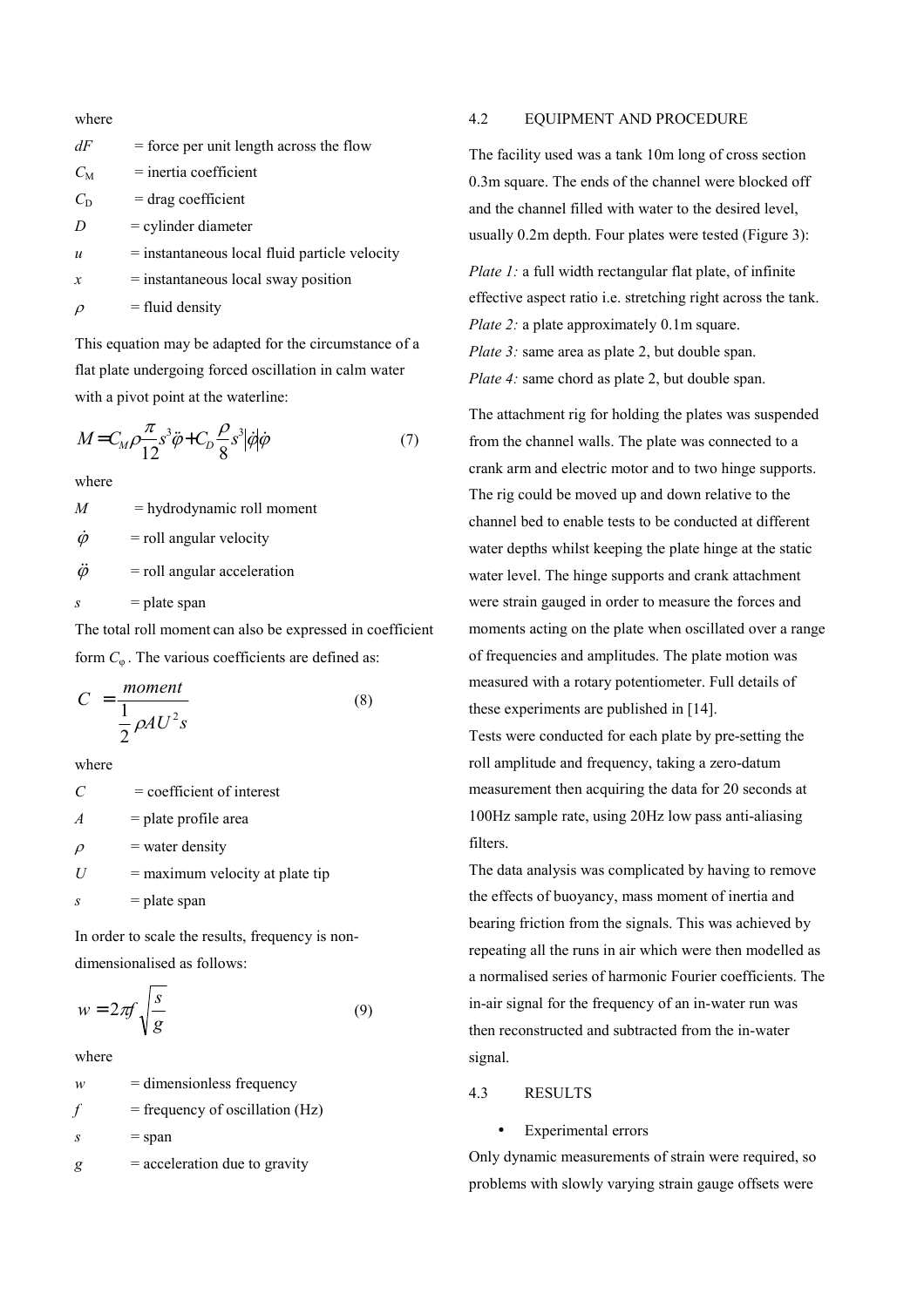where

$dF$ = force per unit length across the flow

$C_M$ = inertia coefficient

$C_D$ = drag coefficient

$D$ = cylinder diameter

$u$ = instantaneous local fluid particle velocity

$x$ = instantaneous local sway position

$\rho$ = fluid density

This equation may be adapted for the circumstance of a flat plate undergoing forced oscillation in calm water with a pivot point at the waterline:

$$M = C_M \rho \frac{\pi}{12} s^3 \ddot{\varphi} + C_D \frac{\rho}{8} s^3 |\dot{\varphi}| \dot{\varphi} \tag{7}$$

where

$M$ = hydrodynamic roll moment

$\dot{\varphi}$ = roll angular velocity

$\ddot{\varphi}$ = roll angular acceleration

$s$ = plate span

The total roll moment can also be expressed in coefficient form $C_\varphi$. The various coefficients are defined as:

$$C = \frac{moment}{\frac{1}{2}\rho A U^2 s} \tag{8}$$

where

$C$ = coefficient of interest

$A$ = plate profile area

$\rho$ = water density

$U$ = maximum velocity at plate tip

$s$ = plate span

In order to scale the results, frequency is non-dimensionalised as follows:

$$w = 2\pi f \sqrt{\frac{s}{g}} \tag{9}$$

where

$w$ = dimensionless frequency

$f$ = frequency of oscillation (Hz)

$s$ = span

$g$ = acceleration due to gravity

## 4.2 EQUIPMENT AND PROCEDURE

The facility used was a tank 10m long of cross section 0.3m square. The ends of the channel were blocked off and the channel filled with water to the desired level, usually 0.2m depth. Four plates were tested (Figure 3):

*Plate 1:* a full width rectangular flat plate, of infinite effective aspect ratio i.e. stretching right across the tank.
*Plate 2:* a plate approximately 0.1m square.
*Plate 3:* same area as plate 2, but double span.
*Plate 4:* same chord as plate 2, but double span.

The attachment rig for holding the plates was suspended from the channel walls. The plate was connected to a crank arm and electric motor and to two hinge supports. The rig could be moved up and down relative to the channel bed to enable tests to be conducted at different water depths whilst keeping the plate hinge at the static water level. The hinge supports and crank attachment were strain gauged in order to measure the forces and moments acting on the plate when oscillated over a range of frequencies and amplitudes. The plate motion was measured with a rotary potentiometer. Full details of these experiments are published in [14].

Tests were conducted for each plate by pre-setting the roll amplitude and frequency, taking a zero-datum measurement then acquiring the data for 20 seconds at 100Hz sample rate, using 20Hz low pass anti-aliasing filters.

The data analysis was complicated by having to remove the effects of buoyancy, mass moment of inertia and bearing friction from the signals. This was achieved by repeating all the runs in air which were then modelled as a normalised series of harmonic Fourier coefficients. The in-air signal for the frequency of an in-water run was then reconstructed and subtracted from the in-water signal.

## 4.3 RESULTS

- Experimental errors

Only dynamic measurements of strain were required, so problems with slowly varying strain gauge offsets were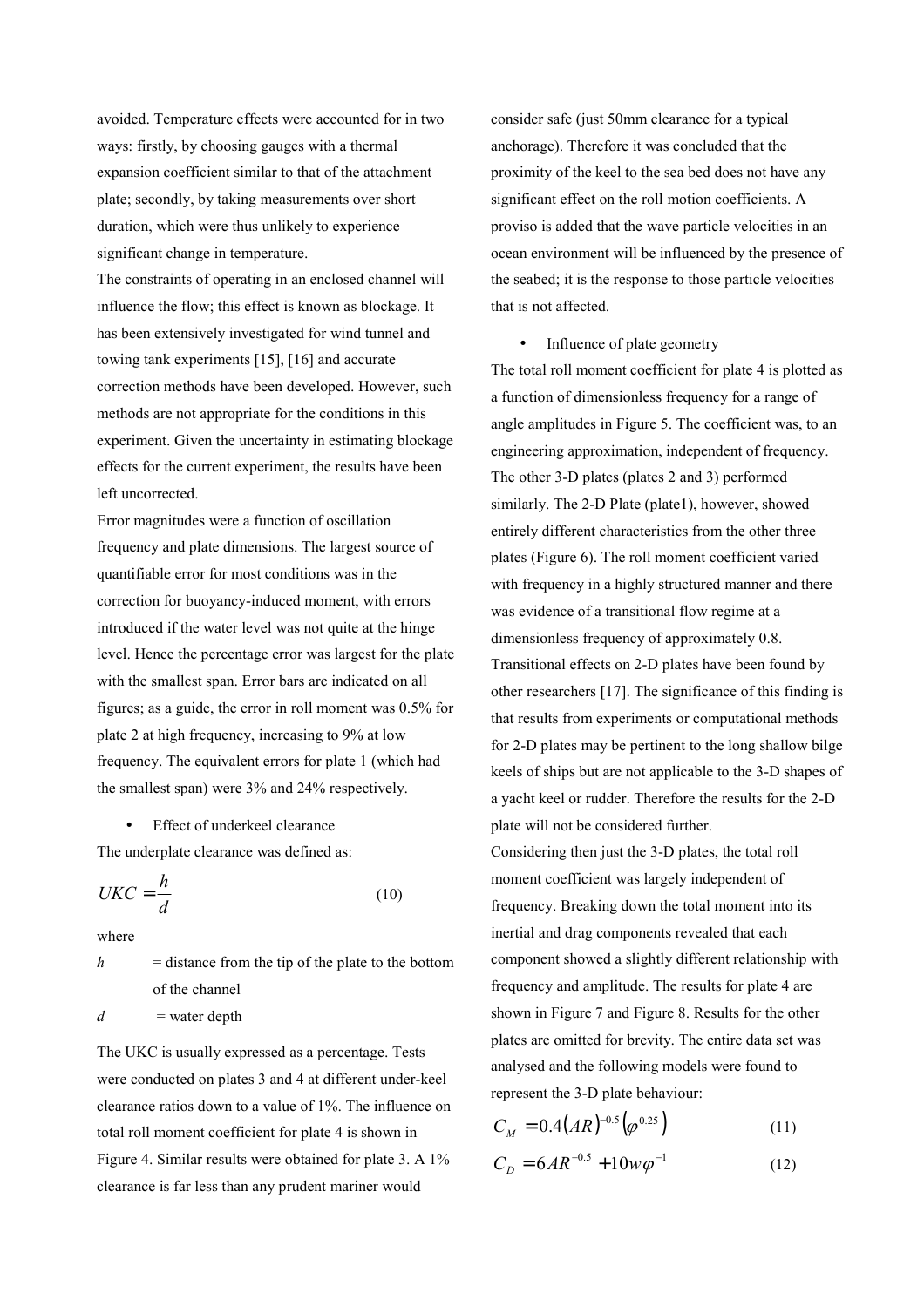avoided. Temperature effects were accounted for in two ways: firstly, by choosing gauges with a thermal expansion coefficient similar to that of the attachment plate; secondly, by taking measurements over short duration, which were thus unlikely to experience significant change in temperature.

The constraints of operating in an enclosed channel will influence the flow; this effect is known as blockage. It has been extensively investigated for wind tunnel and towing tank experiments [15], [16] and accurate correction methods have been developed. However, such methods are not appropriate for the conditions in this experiment. Given the uncertainty in estimating blockage effects for the current experiment, the results have been left uncorrected.

Error magnitudes were a function of oscillation frequency and plate dimensions. The largest source of quantifiable error for most conditions was in the correction for buoyancy-induced moment, with errors introduced if the water level was not quite at the hinge level. Hence the percentage error was largest for the plate with the smallest span. Error bars are indicated on all figures; as a guide, the error in roll moment was 0.5% for plate 2 at high frequency, increasing to 9% at low frequency. The equivalent errors for plate 1 (which had the smallest span) were 3% and 24% respectively.

- Effect of underkeel clearance

The underplate clearance was defined as:

$$UKC = \frac{h}{d} \tag{10}$$

where

$h$ = distance from the tip of the plate to the bottom of the channel

$d$ = water depth

The UKC is usually expressed as a percentage. Tests were conducted on plates 3 and 4 at different under-keel clearance ratios down to a value of 1%. The influence on total roll moment coefficient for plate 4 is shown in Figure 4. Similar results were obtained for plate 3. A 1% clearance is far less than any prudent mariner would consider safe (just 50mm clearance for a typical anchorage). Therefore it was concluded that the proximity of the keel to the sea bed does not have any significant effect on the roll motion coefficients. A proviso is added that the wave particle velocities in an ocean environment will be influenced by the presence of the seabed; it is the response to those particle velocities that is not affected.

- Influence of plate geometry

The total roll moment coefficient for plate 4 is plotted as a function of dimensionless frequency for a range of angle amplitudes in Figure 5. The coefficient was, to an engineering approximation, independent of frequency. The other 3-D plates (plates 2 and 3) performed similarly. The 2-D Plate (plate1), however, showed entirely different characteristics from the other three plates (Figure 6). The roll moment coefficient varied with frequency in a highly structured manner and there was evidence of a transitional flow regime at a dimensionless frequency of approximately 0.8. Transitional effects on 2-D plates have been found by other researchers [17]. The significance of this finding is that results from experiments or computational methods for 2-D plates may be pertinent to the long shallow bilge keels of ships but are not applicable to the 3-D shapes of a yacht keel or rudder. Therefore the results for the 2-D plate will not be considered further.

Considering then just the 3-D plates, the total roll moment coefficient was largely independent of frequency. Breaking down the total moment into its inertial and drag components revealed that each component showed a slightly different relationship with frequency and amplitude. The results for plate 4 are shown in Figure 7 and Figure 8. Results for the other plates are omitted for brevity. The entire data set was analysed and the following models were found to represent the 3-D plate behaviour:

$$C_M = 0.4(AR)^{-0.5}\left(\varphi^{0.25}\right) \tag{11}$$

$$C_D = 6AR^{-0.5} + 10w\varphi^{-1} \tag{12}$$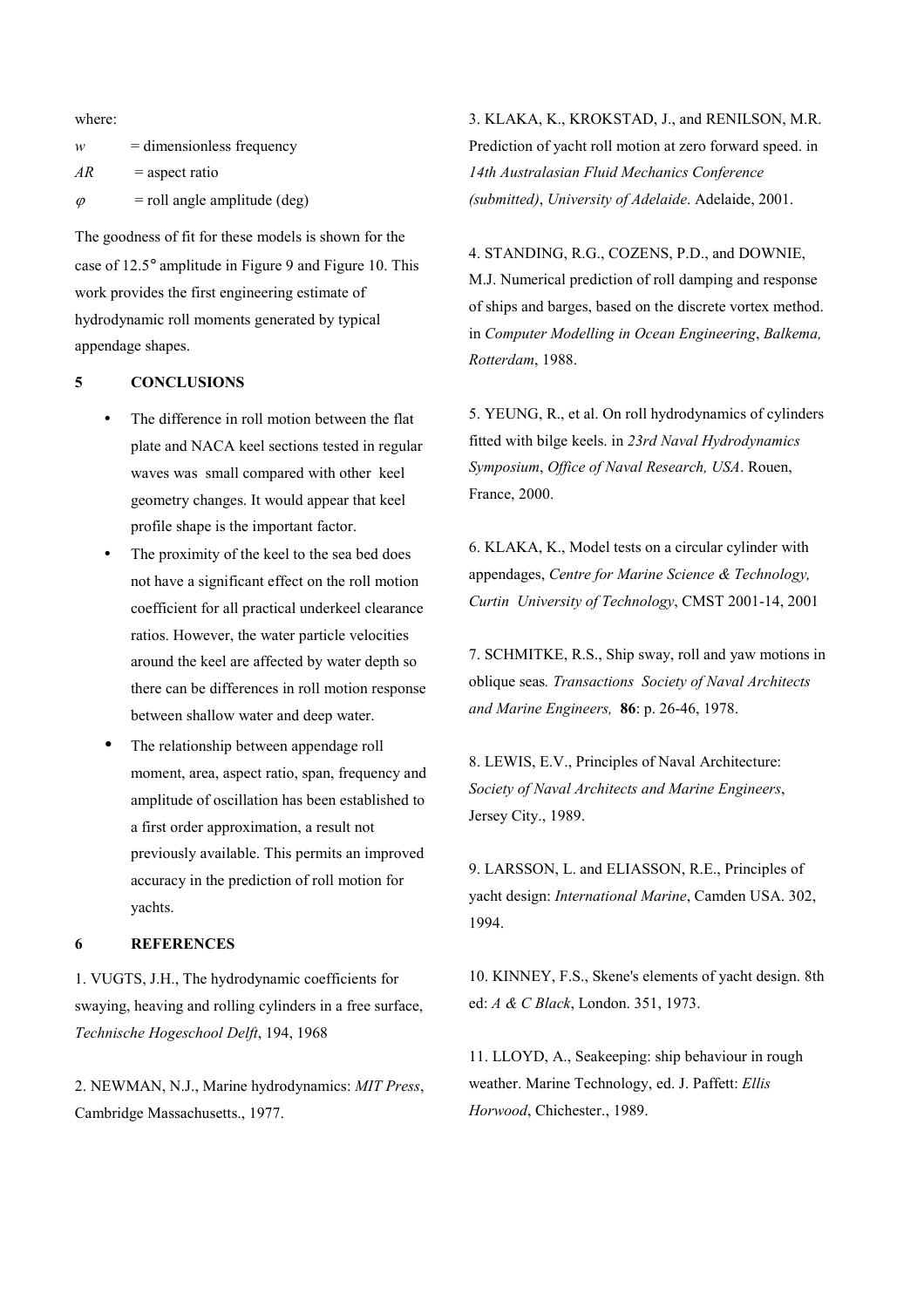where:

$w$ = dimensionless frequency

$AR$ = aspect ratio

$\varphi$ = roll angle amplitude (deg)

The goodness of fit for these models is shown for the case of 12.5° amplitude in Figure 9 and Figure 10. This work provides the first engineering estimate of hydrodynamic roll moments generated by typical appendage shapes.

## 5 CONCLUSIONS

- The difference in roll motion between the flat plate and NACA keel sections tested in regular waves was small compared with other keel geometry changes. It would appear that keel profile shape is the important factor.
- The proximity of the keel to the sea bed does not have a significant effect on the roll motion coefficient for all practical underkeel clearance ratios. However, the water particle velocities around the keel are affected by water depth so there can be differences in roll motion response between shallow water and deep water.
- The relationship between appendage roll moment, area, aspect ratio, span, frequency and amplitude of oscillation has been established to a first order approximation, a result not previously available. This permits an improved accuracy in the prediction of roll motion for yachts.

## 6 REFERENCES

1. VUGTS, J.H., The hydrodynamic coefficients for swaying, heaving and rolling cylinders in a free surface, *Technische Hogeschool Delft*, 194, 1968

2. NEWMAN, N.J., Marine hydrodynamics: *MIT Press*, Cambridge Massachusetts., 1977.

3. KLAKA, K., KROKSTAD, J., and RENILSON, M.R. Prediction of yacht roll motion at zero forward speed. in *14th Australasian Fluid Mechanics Conference (submitted)*, *University of Adelaide*. Adelaide, 2001.

4. STANDING, R.G., COZENS, P.D., and DOWNIE, M.J. Numerical prediction of roll damping and response of ships and barges, based on the discrete vortex method. in *Computer Modelling in Ocean Engineering*, *Balkema, Rotterdam*, 1988.

5. YEUNG, R., et al. On roll hydrodynamics of cylinders fitted with bilge keels. in *23rd Naval Hydrodynamics Symposium*, *Office of Naval Research, USA*. Rouen, France, 2000.

6. KLAKA, K., Model tests on a circular cylinder with appendages, *Centre for Marine Science & Technology, Curtin University of Technology*, CMST 2001-14, 2001

7. SCHMITKE, R.S., Ship sway, roll and yaw motions in oblique seas. *Transactions Society of Naval Architects and Marine Engineers,* **86**: p. 26-46, 1978.

8. LEWIS, E.V., Principles of Naval Architecture: *Society of Naval Architects and Marine Engineers*, Jersey City., 1989.

9. LARSSON, L. and ELIASSON, R.E., Principles of yacht design: *International Marine*, Camden USA. 302, 1994.

10. KINNEY, F.S., Skene's elements of yacht design. 8th ed: *A & C Black*, London. 351, 1973.

11. LLOYD, A., Seakeeping: ship behaviour in rough weather. Marine Technology, ed. J. Paffett: *Ellis Horwood*, Chichester., 1989.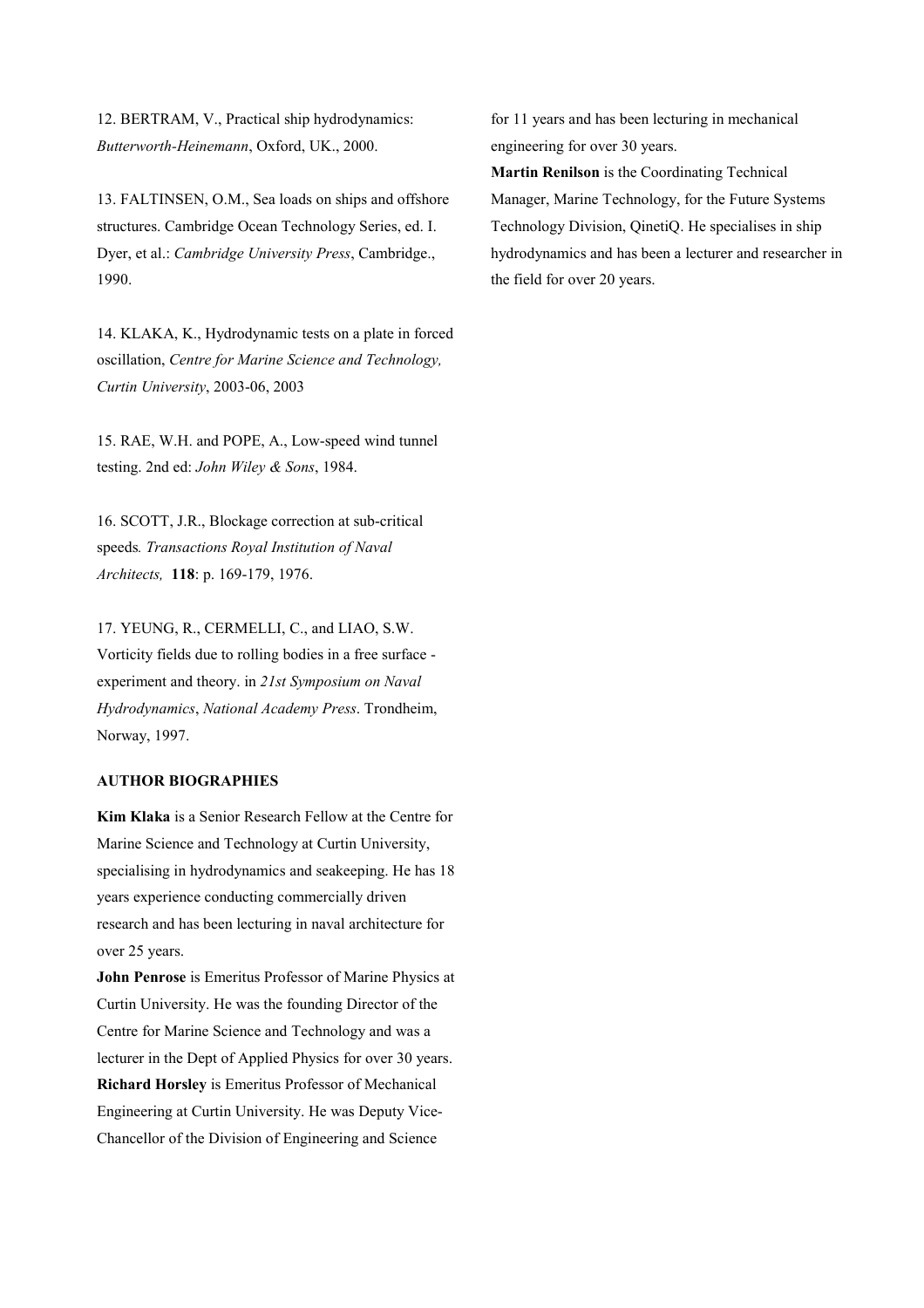12. BERTRAM, V., Practical ship hydrodynamics: *Butterworth-Heinemann*, Oxford, UK., 2000.

13. FALTINSEN, O.M., Sea loads on ships and offshore structures. Cambridge Ocean Technology Series, ed. I. Dyer, et al.: *Cambridge University Press*, Cambridge., 1990.

14. KLAKA, K., Hydrodynamic tests on a plate in forced oscillation, *Centre for Marine Science and Technology, Curtin University*, 2003-06, 2003

15. RAE, W.H. and POPE, A., Low-speed wind tunnel testing. 2nd ed: *John Wiley & Sons*, 1984.

16. SCOTT, J.R., Blockage correction at sub-critical speeds*. Transactions Royal Institution of Naval Architects,* **118**: p. 169-179, 1976.

17. YEUNG, R., CERMELLI, C., and LIAO, S.W. Vorticity fields due to rolling bodies in a free surface - experiment and theory. in *21st Symposium on Naval Hydrodynamics*, *National Academy Press*. Trondheim, Norway, 1997.

**AUTHOR BIOGRAPHIES**

**Kim Klaka** is a Senior Research Fellow at the Centre for Marine Science and Technology at Curtin University, specialising in hydrodynamics and seakeeping. He has 18 years experience conducting commercially driven research and has been lecturing in naval architecture for over 25 years.

**John Penrose** is Emeritus Professor of Marine Physics at Curtin University. He was the founding Director of the Centre for Marine Science and Technology and was a lecturer in the Dept of Applied Physics for over 30 years.

**Richard Horsley** is Emeritus Professor of Mechanical Engineering at Curtin University. He was Deputy Vice-Chancellor of the Division of Engineering and Science for 11 years and has been lecturing in mechanical engineering for over 30 years.

**Martin Renilson** is the Coordinating Technical Manager, Marine Technology, for the Future Systems Technology Division, QinetiQ. He specialises in ship hydrodynamics and has been a lecturer and researcher in the field for over 20 years.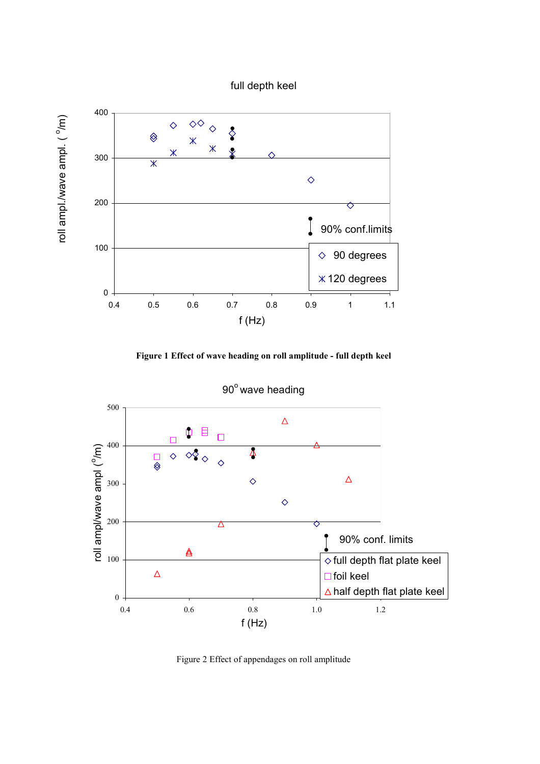full depth keel

roll ampl./wave ampl. ( °/m)

400

300

200

100

0

0.4 0.5 0.6 0.7 0.8 0.9 1 1.1

f (Hz)

90% conf.limits

90 degrees

120 degrees

**Figure 1 Effect of wave heading on roll amplitude - full depth keel**

90° wave heading

roll ampl/wave ampl (°/m)

500

400

300

200

100

0

0.4 0.6 0.8 1.0 1.2

f (Hz)

90% conf. limits

full depth flat plate keel

foil keel

half depth flat plate keel

Figure 2 Effect of appendages on roll amplitude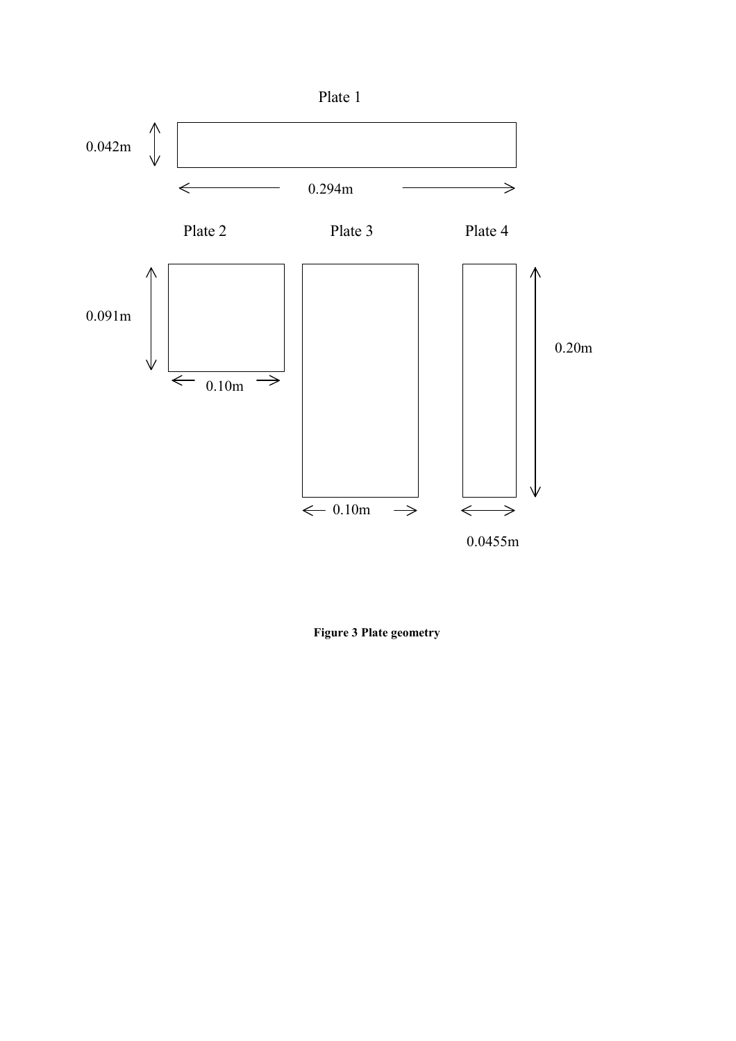Plate 1

0.042m

0.294m

Plate 2

Plate 3

Plate 4

0.091m

0.10m

0.10m

0.20m

0.0455m

**Figure 3 Plate geometry**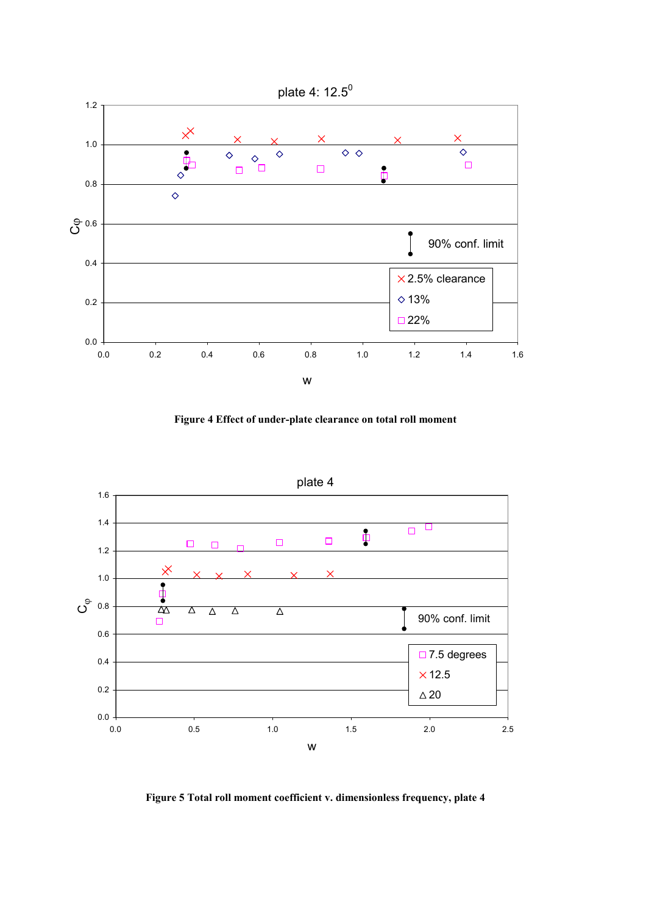plate 4: 12.5$^0$

1.2
1.0
0.8
0.6
0.4
0.2
0.0

$C_\varphi$

0.0 0.2 0.4 0.6 0.8 1.0 1.2 1.4 1.6

w

90% conf. limit

2.5% clearance
13%
22%

**Figure 4 Effect of under-plate clearance on total roll moment**

plate 4

1.6
1.4
1.2
1.0
0.8
0.6
0.4
0.2
0.0

$C_\varphi$

0.0 0.5 1.0 1.5 2.0 2.5

w

90% conf. limit

7.5 degrees
12.5
20

**Figure 5 Total roll moment coefficient v. dimensionless frequency, plate 4**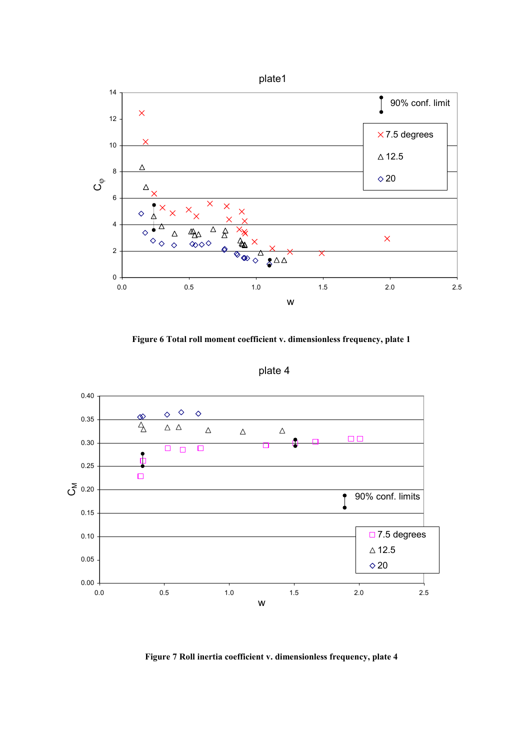plate1

14
12
10
8
6
4
2
0

$C_\varphi$

0.0
0.5
1.0
1.5
2.0
2.5

w

90% conf. limit

7.5 degrees
12.5
20

**Figure 6 Total roll moment coefficient v. dimensionless frequency, plate 1**

plate 4

0.40
0.35
0.30
0.25
0.20
0.15
0.10
0.05
0.00

$C_M$

0.0
0.5
1.0
1.5
2.0
2.5

w

90% conf. limits

7.5 degrees
12.5
20

**Figure 7 Roll inertia coefficient v. dimensionless frequency, plate 4**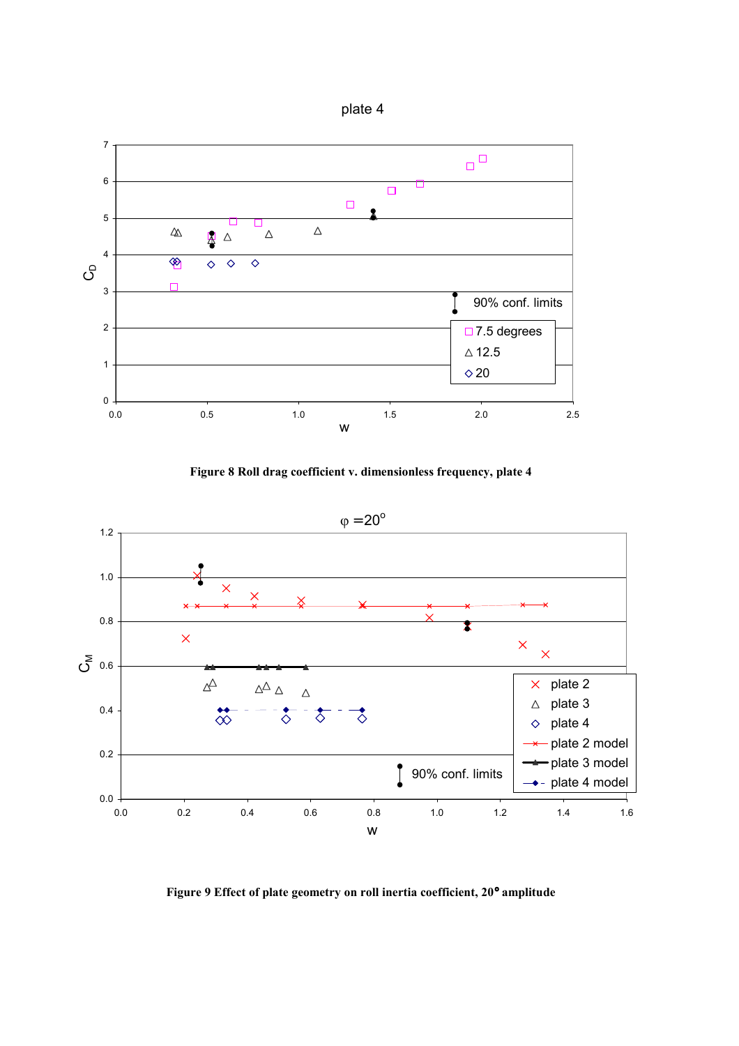plate 4

7
6
5
4
3
2
1
0

$C_D$

0.0 0.5 1.0 1.5 2.0 2.5

w

90% conf. limits

7.5 degrees
12.5
20

**Figure 8 Roll drag coefficient v. dimensionless frequency, plate 4**

$\varphi = 20^o$

1.2
1.0
0.8
0.6
0.4
0.2
0.0

$C_M$

0.0 0.2 0.4 0.6 0.8 1.0 1.2 1.4 1.6

w

90% conf. limits

plate 2
plate 3
plate 4
plate 2 model
plate 3 model
plate 4 model

**Figure 9 Effect of plate geometry on roll inertia coefficient, 20° amplitude**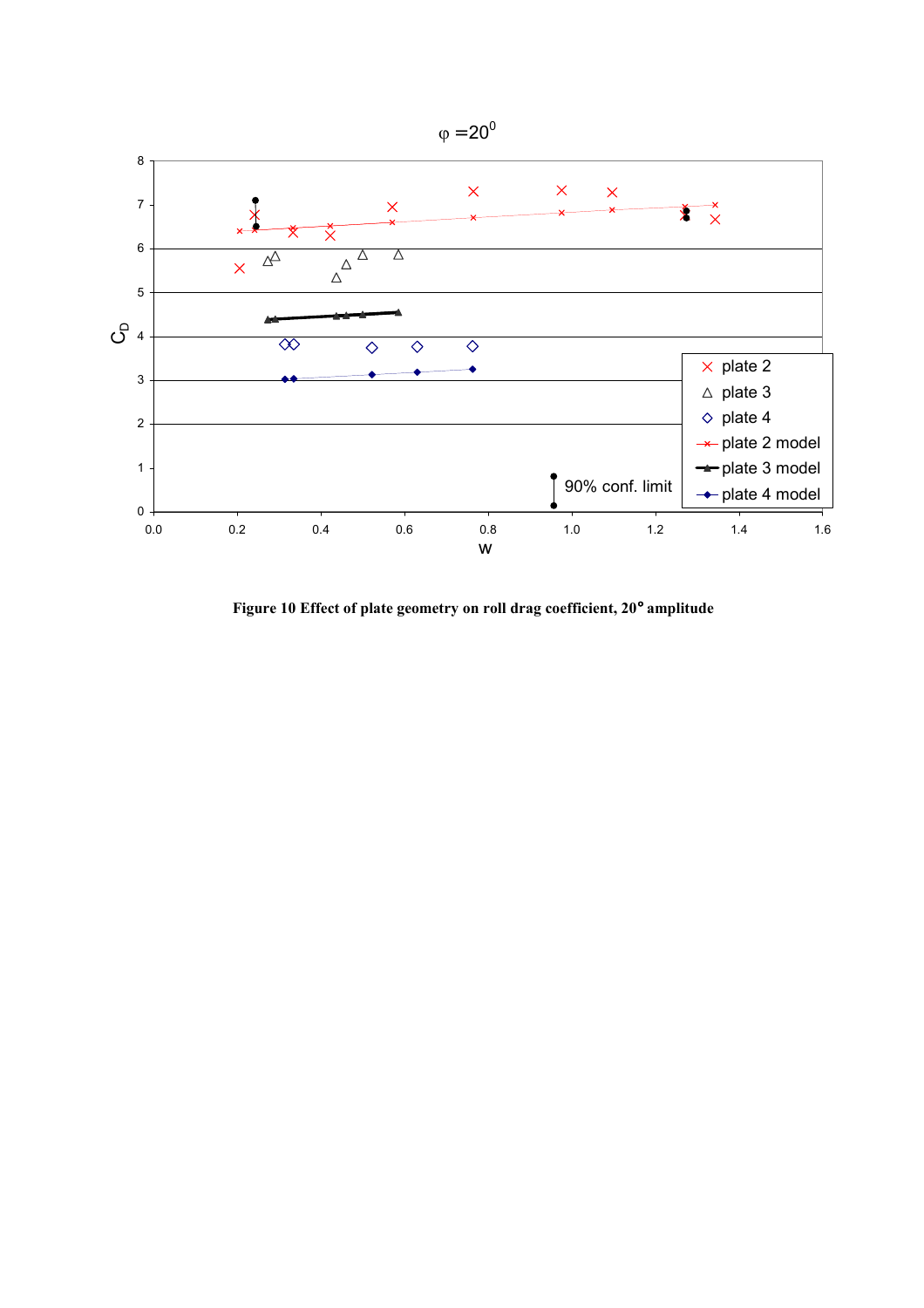$\varphi = 20^0$

8
7
6
5
4
3
2
1
0

$C_D$

0.0
0.2
0.4
0.6
0.8
1.0
1.2
1.4
1.6

w

90% conf. limit

plate 2
plate 3
plate 4
plate 2 model
plate 3 model
plate 4 model

**Figure 10 Effect of plate geometry on roll drag coefficient, 20° amplitude**